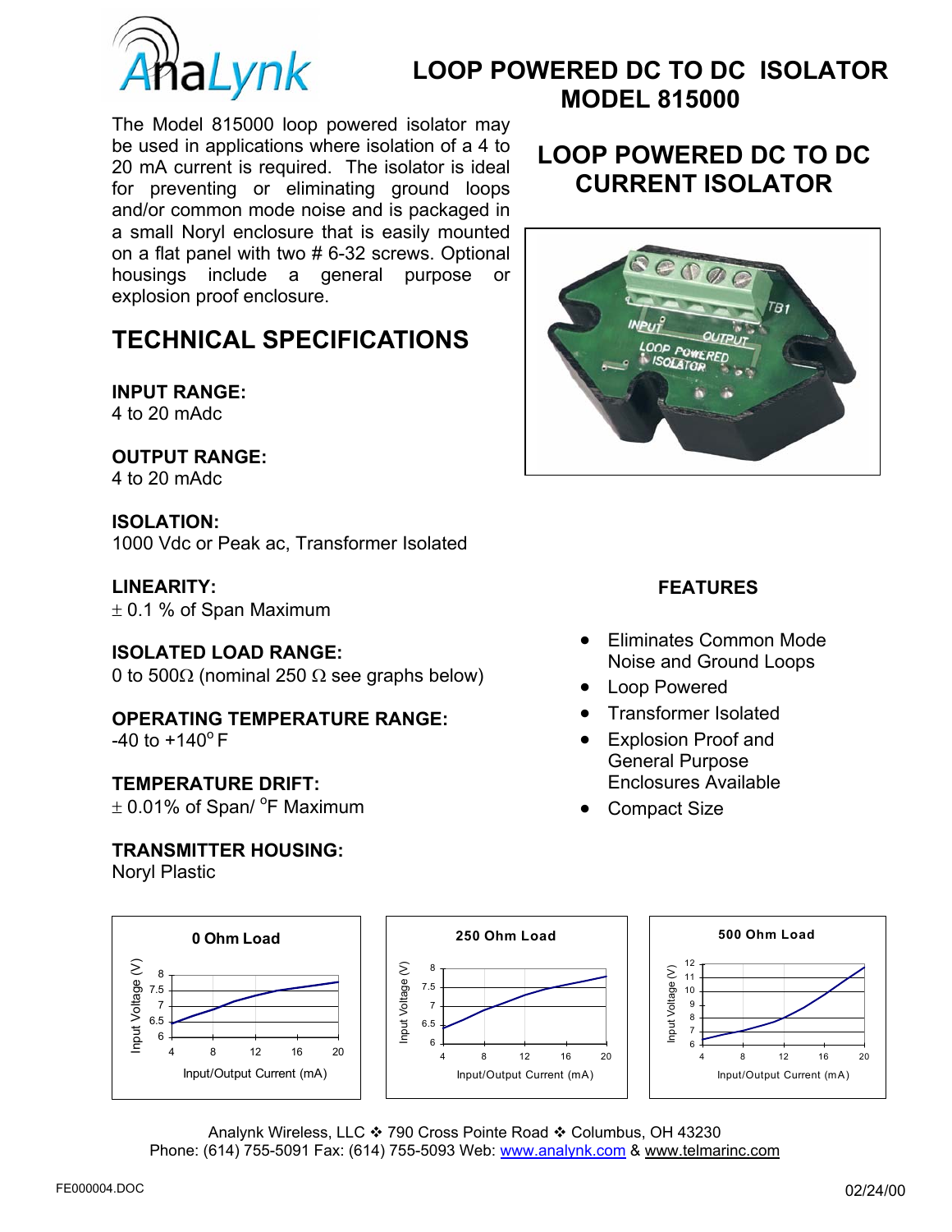# LOOP POWERED DC TO DC ISOLATOR MODEL 815000

The Model 815000 loop powered isolator may be used in applications where isolation of a 4 to 20 mA current is required. The isolator is ideal for preventing or eliminating ground loops and/or common mode noise and is packaged in a small Noryl enclosure that is easily mounted on a flat panel with two # 6-32 screws. Optional housings include a general purpose or explosion proof enclosure.

## LOOP POWERED DC TO DC CURRENT ISOLATOR

## TECHNICAL SPECIFICATIONS

**INPUT RANGE:**
4 to 20 mAdc

**OUTPUT RANGE:**
4 to 20 mAdc

**ISOLATION:**
1000 Vdc or Peak ac, Transformer Isolated

**LINEARITY:**
± 0.1 % of Span Maximum

**ISOLATED LOAD RANGE:**
0 to 500Ω (nominal 250 Ω see graphs below)

**OPERATING TEMPERATURE RANGE:**
-40 to +140°F

**TEMPERATURE DRIFT:**
± 0.01% of Span/ °F Maximum

**TRANSMITTER HOUSING:**
Noryl Plastic

### FEATURES

- Eliminates Common Mode Noise and Ground Loops
- Loop Powered
- Transformer Isolated
- Explosion Proof and General Purpose Enclosures Available
- Compact Size

0 Ohm Load
Input Voltage (V)
6 6.5 7 7.5 8
4 8 12 16 20
Input/Output Current (mA)

250 Ohm Load
Input Voltage (V)
6 6.5 7 7.5 8
4 8 12 16 20
Input/Output Current (mA)

500 Ohm Load
Input Voltage (V)
6 7 8 9 10 11 12
4 8 12 16 20
Input/Output Current (mA)

Analynk Wireless, LLC ❖ 790 Cross Pointe Road ❖ Columbus, OH 43230
Phone: (614) 755-5091 Fax: (614) 755-5093 Web: www.analynk.com & www.telmarinc.com

FE000004.DOC 02/24/00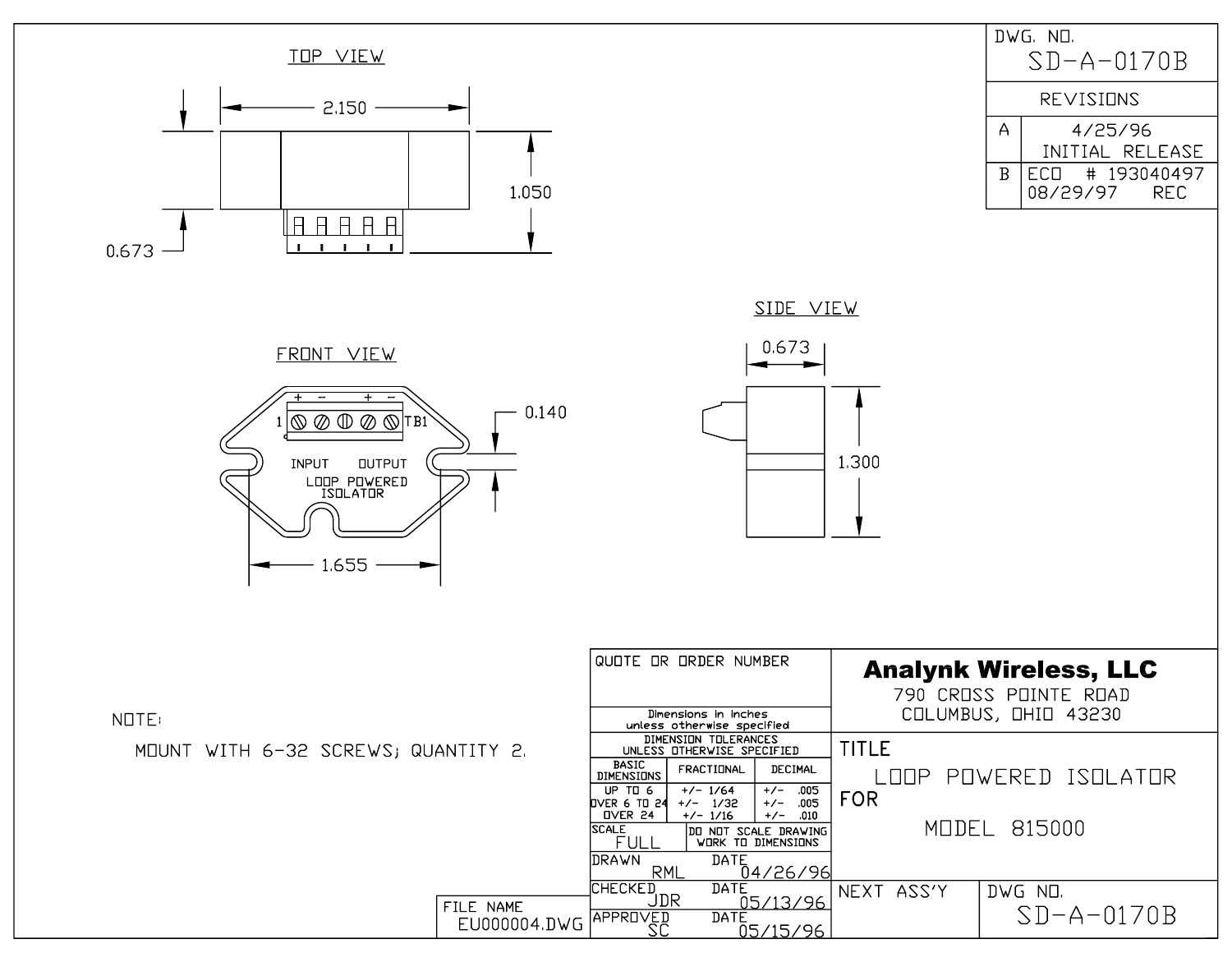## TOP VIEW

2.150

1.050

0.673

## FRONT VIEW

+ − + −

1 TB1

INPUT OUTPUT

LOOP POWERED ISOLATOR

0.140

1.655

## SIDE VIEW

0.673

1.300

NOTE:

MOUNT WITH 6-32 SCREWS; QUANTITY 2.

| DWG. NO. | |
|---|---|
| SD-A-0170B | |
| REVISIONS | |
| A | 4/25/96 INITIAL RELEASE |
| B | ECO # 193040497 08/29/97 REC |

QUOTE OR ORDER NUMBER

Dimensions in inches unless otherwise specified

DIMENSION TOLERANCES UNLESS OTHERWISE SPECIFIED

| BASIC DIMENSIONS | FRACTIONAL | DECIMAL |
|---|---|---|
| UP TO 6 | +/- 1/64 | +/- .005 |
| OVER 6 TO 24 | +/- 1/32 | +/- .005 |
| OVER 24 | +/- 1/16 | +/- .010 |

SCALE FULL

DO NOT SCALE DRAWING WORK TO DIMENSIONS

DRAWN RML DATE 04/26/96

CHECKED JDR DATE 05/13/96

APPROVED SC DATE 05/15/96

FILE NAME EU000004.DWG

**Analynk Wireless, LLC**

790 CROSS POINTE ROAD
COLUMBUS, OHIO 43230

TITLE

LOOP POWERED ISOLATOR FOR MODEL 815000

NEXT ASS'Y

DWG NO. SD-A-0170B